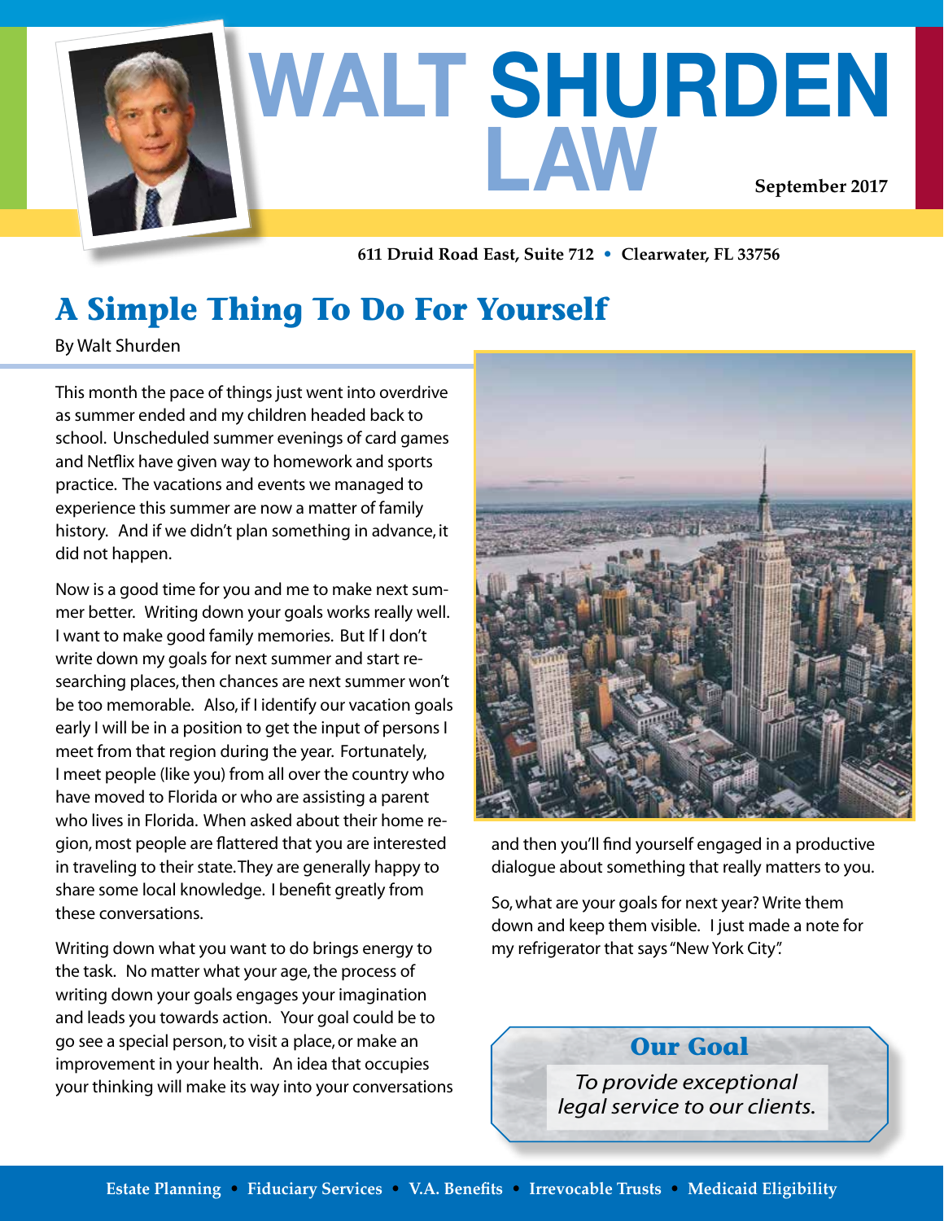# WALT SHURDEN LAW

September 2017

611 Druid Road East, Suite 712 • Clearwater, FL 33756

## A Simple Thing To Do For Yourself

By Walt Shurden

This month the pace of things just went into overdrive as summer ended and my children headed back to school. Unscheduled summer evenings of card games and Netflix have given way to homework and sports practice. The vacations and events we managed to experience this summer are now a matter of family history. And if we didn't plan something in advance, it did not happen.

Now is a good time for you and me to make next summer better. Writing down your goals works really well. I want to make good family memories. But If I don't write down my goals for next summer and start researching places, then chances are next summer won't be too memorable. Also, if I identify our vacation goals early I will be in a position to get the input of persons I meet from that region during the year. Fortunately, I meet people (like you) from all over the country who have moved to Florida or who are assisting a parent who lives in Florida. When asked about their home region, most people are flattered that you are interested in traveling to their state. They are generally happy to share some local knowledge. I benefit greatly from these conversations.

Writing down what you want to do brings energy to the task. No matter what your age, the process of writing down your goals engages your imagination and leads you towards action. Your goal could be to go see a special person, to visit a place, or make an improvement in your health. An idea that occupies your thinking will make its way into your conversations and then you'll find yourself engaged in a productive dialogue about something that really matters to you.

So, what are your goals for next year? Write them down and keep them visible. I just made a note for my refrigerator that says "New York City".

### Our Goal

*To provide exceptional legal service to our clients.*

Estate Planning • Fiduciary Services • V.A. Benefits • Irrevocable Trusts • Medicaid Eligibility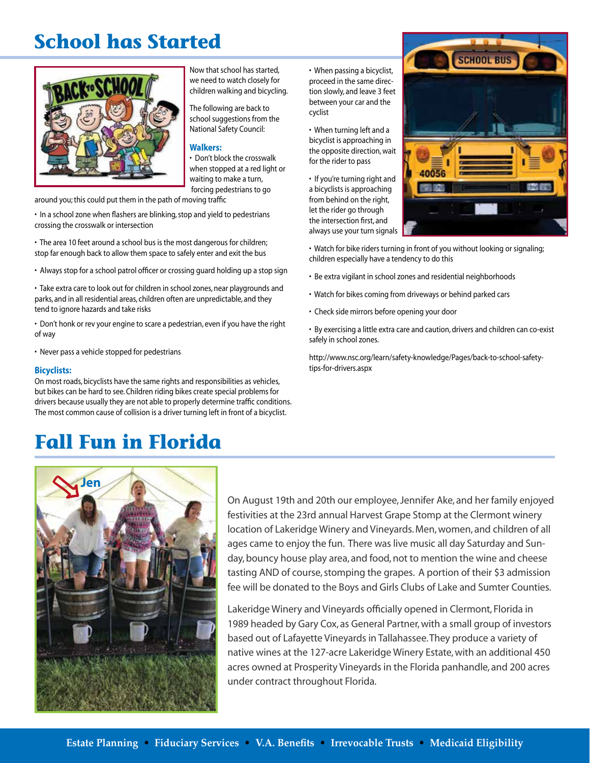# School has Started

Now that school has started, we need to watch closely for children walking and bicycling.

The following are back to school suggestions from the National Safety Council:

**Walkers:**

- Don't block the crosswalk when stopped at a red light or waiting to make a turn, forcing pedestrians to go around you; this could put them in the path of moving traffic
- In a school zone when flashers are blinking, stop and yield to pedestrians crossing the crosswalk or intersection
- The area 10 feet around a school bus is the most dangerous for children; stop far enough back to allow them space to safely enter and exit the bus
- Always stop for a school patrol officer or crossing guard holding up a stop sign
- Take extra care to look out for children in school zones, near playgrounds and parks, and in all residential areas, children often are unpredictable, and they tend to ignore hazards and take risks
- Don't honk or rev your engine to scare a pedestrian, even if you have the right of way
- Never pass a vehicle stopped for pedestrians

**Bicyclists:**

On most roads, bicyclists have the same rights and responsibilities as vehicles, but bikes can be hard to see. Children riding bikes create special problems for drivers because usually they are not able to properly determine traffic conditions. The most common cause of collision is a driver turning left in front of a bicyclist.

- When passing a bicyclist, proceed in the same direction slowly, and leave 3 feet between your car and the cyclist
- When turning left and a bicyclist is approaching in the opposite direction, wait for the rider to pass
- If you're turning right and a bicyclists is approaching from behind on the right, let the rider go through the intersection first, and always use your turn signals
- Watch for bike riders turning in front of you without looking or signaling; children especially have a tendency to do this
- Be extra vigilant in school zones and residential neighborhoods
- Watch for bikes coming from driveways or behind parked cars
- Check side mirrors before opening your door
- By exercising a little extra care and caution, drivers and children can co-exist safely in school zones.

http://www.nsc.org/learn/safety-knowledge/Pages/back-to-school-safety-tips-for-drivers.aspx

# Fall Fun in Florida

Jen

On August 19th and 20th our employee, Jennifer Ake, and her family enjoyed festivities at the 23rd annual Harvest Grape Stomp at the Clermont winery location of Lakeridge Winery and Vineyards. Men, women, and children of all ages came to enjoy the fun. There was live music all day Saturday and Sunday, bouncy house play area, and food, not to mention the wine and cheese tasting AND of course, stomping the grapes. A portion of their $3 admission fee will be donated to the Boys and Girls Clubs of Lake and Sumter Counties.

Lakeridge Winery and Vineyards officially opened in Clermont, Florida in 1989 headed by Gary Cox, as General Partner, with a small group of investors based out of Lafayette Vineyards in Tallahassee. They produce a variety of native wines at the 127-acre Lakeridge Winery Estate, with an additional 450 acres owned at Prosperity Vineyards in the Florida panhandle, and 200 acres under contract throughout Florida.

**Estate Planning • Fiduciary Services • V.A. Benefits • Irrevocable Trusts • Medicaid Eligibility**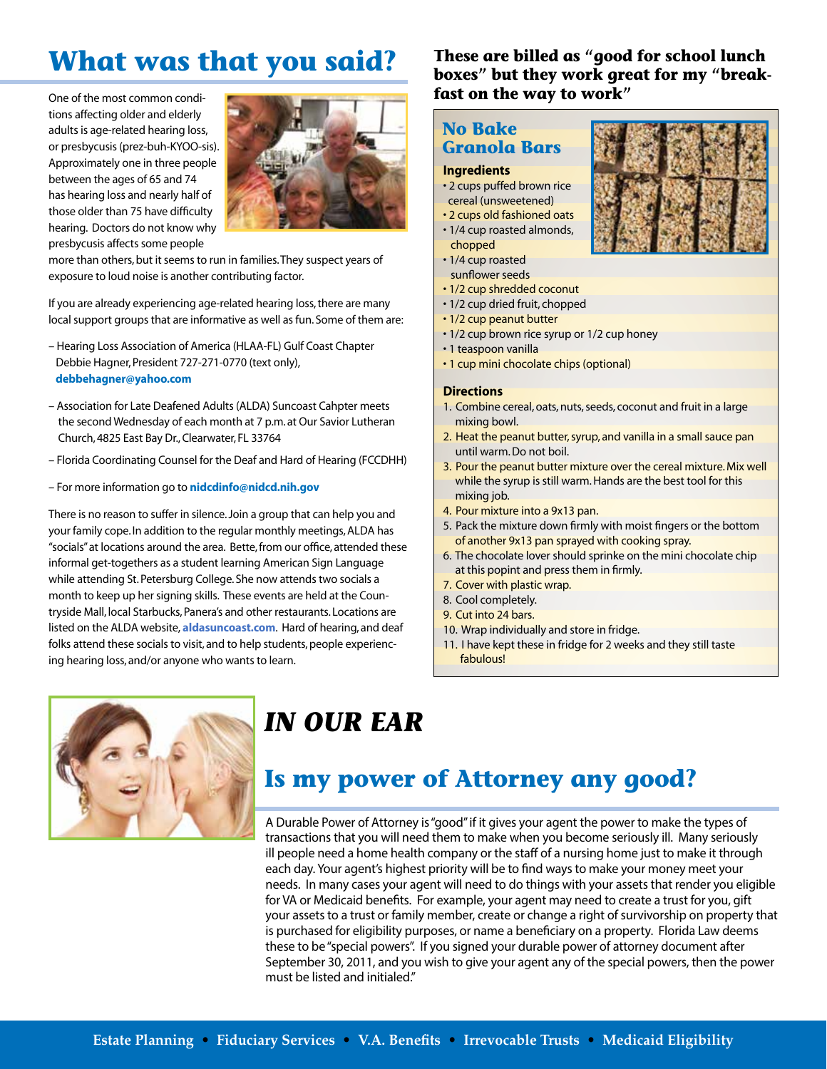# What was that you said?

One of the most common conditions affecting older and elderly adults is age-related hearing loss, or presbycusis (prez-buh-KYOO-sis). Approximately one in three people between the ages of 65 and 74 has hearing loss and nearly half of those older than 75 have difficulty hearing. Doctors do not know why presbycusis affects some people more than others, but it seems to run in families. They suspect years of exposure to loud noise is another contributing factor.

If you are already experiencing age-related hearing loss, there are many local support groups that are informative as well as fun. Some of them are:

– Hearing Loss Association of America (HLAA-FL) Gulf Coast Chapter Debbie Hagner, President 727-271-0770 (text only), **debbehagner@yahoo.com**

– Association for Late Deafened Adults (ALDA) Suncoast Cahpter meets the second Wednesday of each month at 7 p.m. at Our Savior Lutheran Church, 4825 East Bay Dr., Clearwater, FL 33764

– Florida Coordinating Counsel for the Deaf and Hard of Hearing (FCCDHH)

– For more information go to **nidcdinfo@nidcd.nih.gov**

There is no reason to suffer in silence. Join a group that can help you and your family cope. In addition to the regular monthly meetings, ALDA has "socials" at locations around the area. Bette, from our office, attended these informal get-togethers as a student learning American Sign Language while attending St. Petersburg College. She now attends two socials a month to keep up her signing skills. These events are held at the Countryside Mall, local Starbucks, Panera's and other restaurants. Locations are listed on the ALDA website, **aldasuncoast.com**. Hard of hearing, and deaf folks attend these socials to visit, and to help students, people experiencing hearing loss, and/or anyone who wants to learn.

**These are billed as "good for school lunch boxes" but they work great for my "breakfast on the way to work"**

## No Bake Granola Bars

**Ingredients**

- 2 cups puffed brown rice cereal (unsweetened)
- 2 cups old fashioned oats
- 1/4 cup roasted almonds, chopped
- 1/4 cup roasted sunflower seeds
- 1/2 cup shredded coconut
- 1/2 cup dried fruit, chopped
- 1/2 cup peanut butter
- 1/2 cup brown rice syrup or 1/2 cup honey
- 1 teaspoon vanilla
- 1 cup mini chocolate chips (optional)

**Directions**

1. Combine cereal, oats, nuts, seeds, coconut and fruit in a large mixing bowl.
2. Heat the peanut butter, syrup, and vanilla in a small sauce pan until warm. Do not boil.
3. Pour the peanut butter mixture over the cereal mixture. Mix well while the syrup is still warm. Hands are the best tool for this mixing job.
4. Pour mixture into a 9x13 pan.
5. Pack the mixture down firmly with moist fingers or the bottom of another 9x13 pan sprayed with cooking spray.
6. The chocolate lover should sprinke on the mini chocolate chip at this popint and press them in firmly.
7. Cover with plastic wrap.
8. Cool completely.
9. Cut into 24 bars.
10. Wrap individually and store in fridge.
11. I have kept these in fridge for 2 weeks and they still taste fabulous!

# *IN OUR EAR*

## Is my power of Attorney any good?

A Durable Power of Attorney is "good" if it gives your agent the power to make the types of transactions that you will need them to make when you become seriously ill. Many seriously ill people need a home health company or the staff of a nursing home just to make it through each day. Your agent's highest priority will be to find ways to make your money meet your needs. In many cases your agent will need to do things with your assets that render you eligible for VA or Medicaid benefits. For example, your agent may need to create a trust for you, gift your assets to a trust or family member, create or change a right of survivorship on property that is purchased for eligibility purposes, or name a beneficiary on a property. Florida Law deems these to be "special powers". If you signed your durable power of attorney document after September 30, 2011, and you wish to give your agent any of the special powers, then the power must be listed and initialed."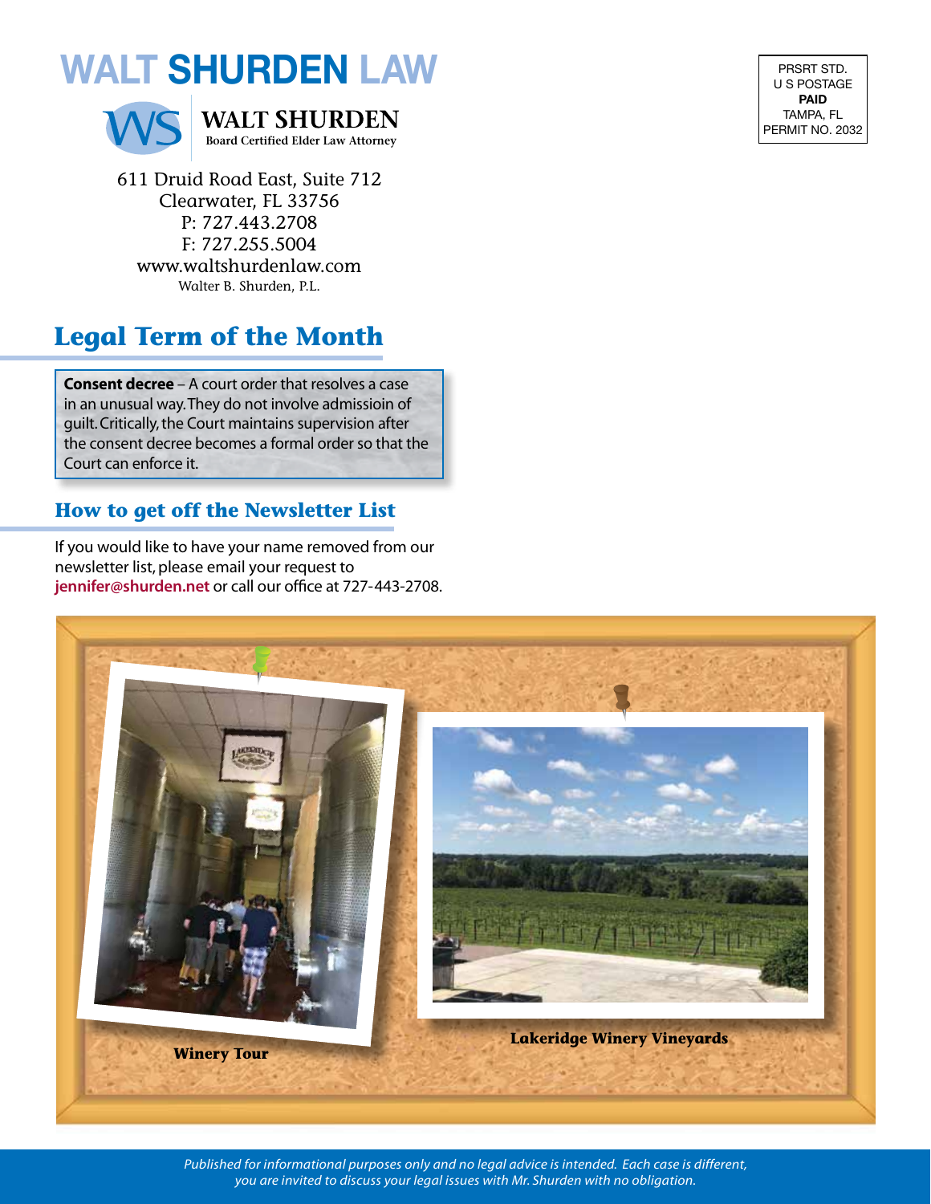# WALT SHURDEN LAW

**WALT SHURDEN**
Board Certified Elder Law Attorney

611 Druid Road East, Suite 712
Clearwater, FL 33756
P: 727.443.2708
F: 727.255.5004
www.waltshurdenlaw.com
Walter B. Shurden, P.L.

PRSRT STD.
U S POSTAGE
**PAID**
TAMPA, FL
PERMIT NO. 2032

## Legal Term of the Month

**Consent decree** – A court order that resolves a case in an unusual way. They do not involve admissioin of guilt. Critically, the Court maintains supervision after the consent decree becomes a formal order so that the Court can enforce it.

## How to get off the Newsletter List

If you would like to have your name removed from our newsletter list, please email your request to **jennifer@shurden.net** or call our office at 727-443-2708.

**Winery Tour**

**Lakeridge Winery Vineyards**

*Published for informational purposes only and no legal advice is intended. Each case is different, you are invited to discuss your legal issues with Mr. Shurden with no obligation.*